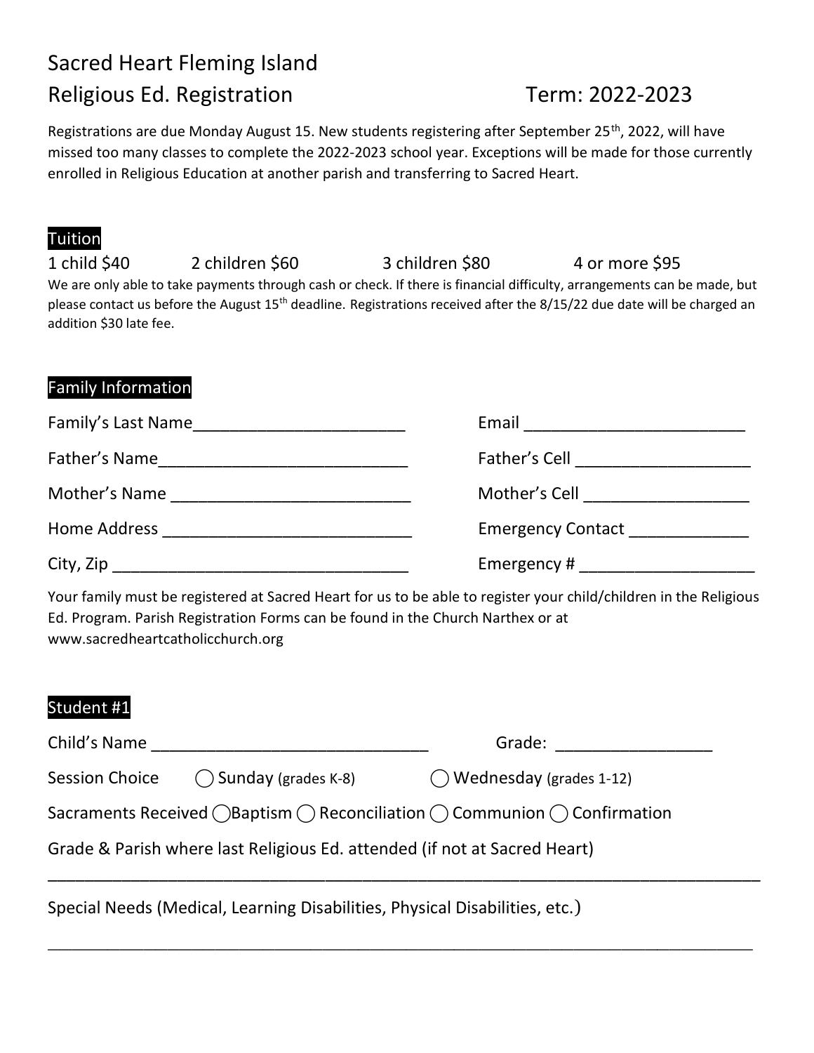# Sacred Heart Fleming Island

## Religious Ed. Registration Term: 2022-2023

Registrations are due Monday August 15. New students registering after September 25th, 2022, will have missed too many classes to complete the 2022-2023 school year. Exceptions will be made for those currently enrolled in Religious Education at another parish and transferring to Sacred Heart.

### Tuition

1 child $40  2 children $60  3 children $80  4 or more $95

We are only able to take payments through cash or check. If there is financial difficulty, arrangements can be made, but please contact us before the August 15th deadline. Registrations received after the 8/15/22 due date will be charged an addition $30 late fee.

### Family Information

Family's Last Name________________________  Email ________________________

Father's Name____________________________  Father's Cell ___________________

Mother's Name ___________________________  Mother's Cell __________________

Home Address ____________________________  Emergency Contact _____________

City, Zip ________________________________  Emergency # ___________________

Your family must be registered at Sacred Heart for us to be able to register your child/children in the Religious Ed. Program. Parish Registration Forms can be found in the Church Narthex or at www.sacredheartcatholicchurch.org

### Student #1

Child's Name _______________________________  Grade: _________________

Session Choice ◯ Sunday (grades K-8) ◯ Wednesday (grades 1-12)

Sacraments Received ◯Baptism ◯ Reconciliation ◯ Communion ◯ Confirmation

Grade & Parish where last Religious Ed. attended (if not at Sacred Heart)

________________________________________________________________________________

Special Needs (Medical, Learning Disabilities, Physical Disabilities, etc.)

________________________________________________________________________________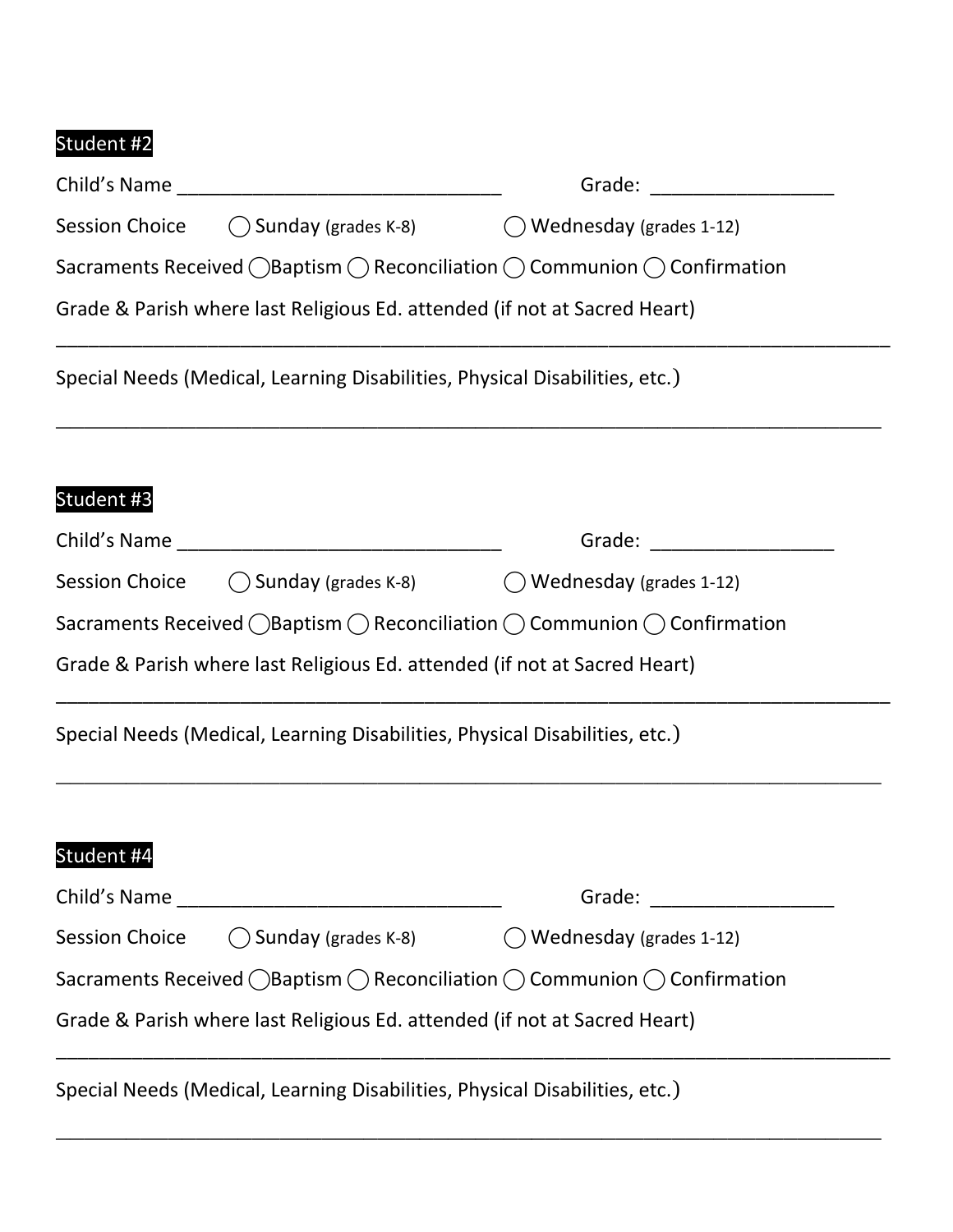**Student #2**

Child's Name ______________________________ Grade: _________________

Session Choice ◯ Sunday (grades K-8) ◯ Wednesday (grades 1-12)

Sacraments Received ◯Baptism ◯ Reconciliation ◯ Communion ◯ Confirmation

Grade & Parish where last Religious Ed. attended (if not at Sacred Heart)

_____________________________________________________________________________

Special Needs (Medical, Learning Disabilities, Physical Disabilities, etc.)

_____________________________________________________________________________

**Student #3**

Child's Name ______________________________ Grade: _________________

Session Choice ◯ Sunday (grades K-8) ◯ Wednesday (grades 1-12)

Sacraments Received ◯Baptism ◯ Reconciliation ◯ Communion ◯ Confirmation

Grade & Parish where last Religious Ed. attended (if not at Sacred Heart)

_____________________________________________________________________________

Special Needs (Medical, Learning Disabilities, Physical Disabilities, etc.)

_____________________________________________________________________________

**Student #4**

Child's Name ______________________________ Grade: _________________

Session Choice ◯ Sunday (grades K-8) ◯ Wednesday (grades 1-12)

Sacraments Received ◯Baptism ◯ Reconciliation ◯ Communion ◯ Confirmation

Grade & Parish where last Religious Ed. attended (if not at Sacred Heart)

_____________________________________________________________________________

Special Needs (Medical, Learning Disabilities, Physical Disabilities, etc.)

_____________________________________________________________________________